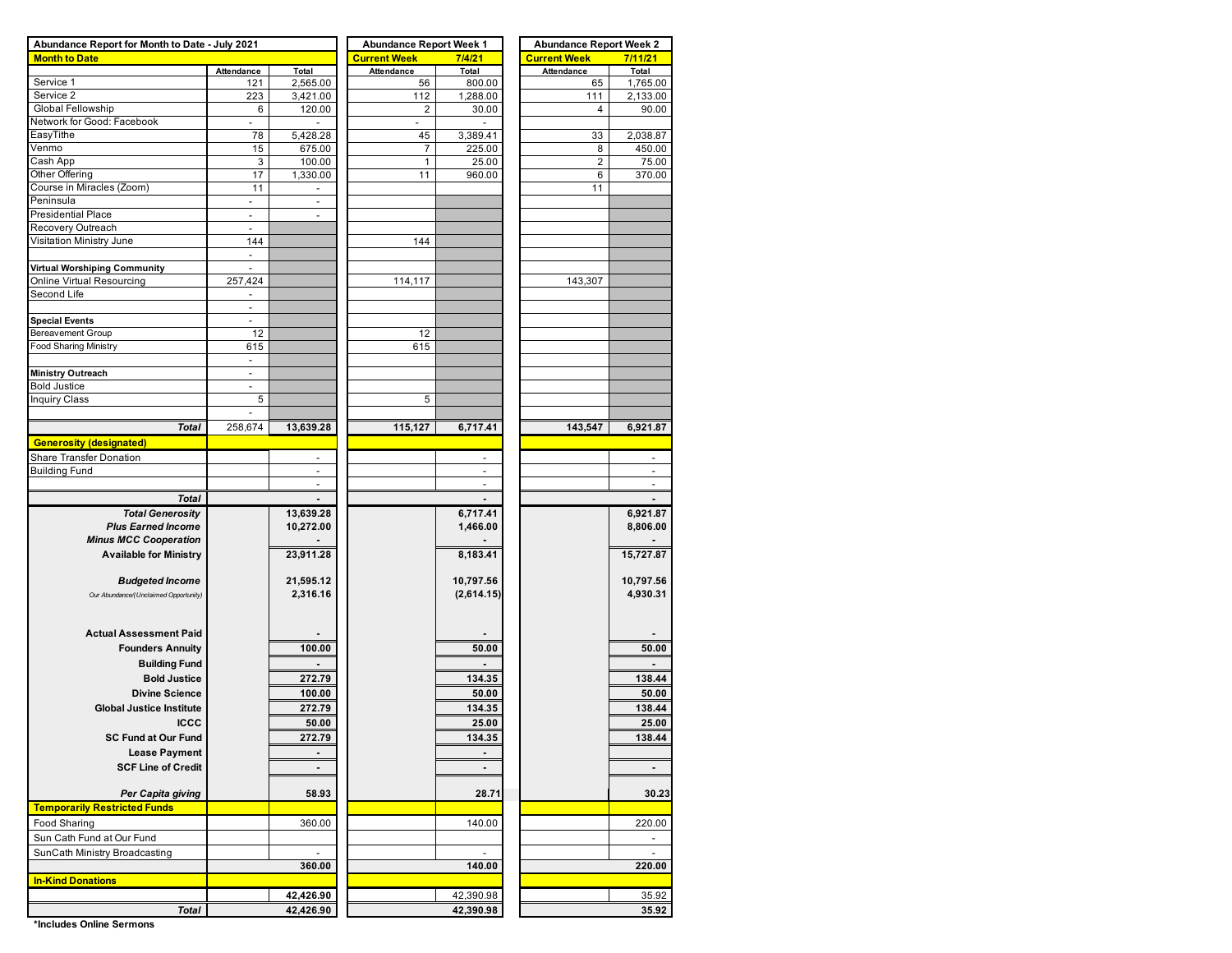| Abundance Report for Month to Date - July 2021 | | | Abundance Report Week 1 | | Abundance Report Week 2 | |
|---|---|---|---|---|---|---|
| **Month to Date** | | | **Current Week** | **7/4/21** | **Current Week** | **7/11/21** |
| | Attendance | Total | Attendance | Total | Attendance | Total |
| Service 1 | 121 | 2,565.00 | 56 | 800.00 | 65 | 1,765.00 |
| Service 2 | 223 | 3,421.00 | 112 | 1,288.00 | 111 | 2,133.00 |
| Global Fellowship | 6 | 120.00 | 2 | 30.00 | 4 | 90.00 |
| Network for Good: Facebook | - | - | - | - | | |
| EasyTithe | 78 | 5,428.28 | 45 | 3,389.41 | 33 | 2,038.87 |
| Venmo | 15 | 675.00 | 7 | 225.00 | 8 | 450.00 |
| Cash App | 3 | 100.00 | 1 | 25.00 | 2 | 75.00 |
| Other Offering | 17 | 1,330.00 | 11 | 960.00 | 6 | 370.00 |
| Course in Miracles (Zoom) | 11 | - | | | 11 | |
| Peninsula | - | - | | | | |
| Presidential Place | - | - | | | | |
| Recovery Outreach | - | | | | | |
| Visitation Ministry June | 144 | | 144 | | | |
| | - | | | | | |
| **Virtual Worshiping Community** | - | | | | | |
| Online Virtual Resourcing | 257,424 | | 114,117 | | 143,307 | |
| Second Life | - | | | | | |
| | - | | | | | |
| **Special Events** | - | | | | | |
| Bereavement Group | 12 | | 12 | | | |
| Food Sharing Ministry | 615 | | 615 | | | |
| | - | | | | | |
| **Ministry Outreach** | - | | | | | |
| Bold Justice | - | | | | | |
| Inquiry Class | 5 | | 5 | | | |
| | - | | | | | |
| ***Total*** | 258,674 | **13,639.28** | **115,127** | **6,717.41** | **143,547** | **6,921.87** |
| **Generosity (designated)** | | | | | | |
| Share Transfer Donation | | - | | - | | - |
| Building Fund | | - | | - | | - |
| | | - | | - | | - |
| ***Total*** | | **-** | | **-** | | **-** |
| ***Total Generosity*** | | **13,639.28** | | **6,717.41** | | **6,921.87** |
| ***Plus Earned Income*** | | **10,272.00** | | **1,466.00** | | **8,806.00** |
| ***Minus MCC Cooperation*** | | **-** | | **-** | | **-** |
| **Available for Ministry** | | **23,911.28** | | **8,183.41** | | **15,727.87** |
| ***Budgeted Income*** | | **21,595.12** | | **10,797.56** | | **10,797.56** |
| *Our Abundance/(Unclaimed Opportunity)* | | **2,316.16** | | **(2,614.15)** | | **4,930.31** |
| **Actual Assessment Paid** | | **-** | | **-** | | **-** |
| **Founders Annuity** | | **100.00** | | **50.00** | | **50.00** |
| **Building Fund** | | **-** | | **-** | | **-** |
| **Bold Justice** | | **272.79** | | **134.35** | | **138.44** |
| **Divine Science** | | **100.00** | | **50.00** | | **50.00** |
| **Global Justice Institute** | | **272.79** | | **134.35** | | **138.44** |
| **ICCC** | | **50.00** | | **25.00** | | **25.00** |
| **SC Fund at Our Fund** | | **272.79** | | **134.35** | | **138.44** |
| **Lease Payment** | | **-** | | **-** | | |
| **SCF Line of Credit** | | **-** | | **-** | | **-** |
| ***Per Capita giving*** | | **58.93** | | **28.71** | | **30.23** |
| **Temporarily Restricted Funds** | | | | | | |
| Food Sharing | | 360.00 | | 140.00 | | 220.00 |
| Sun Cath Fund at Our Fund | | | | | | - |
| SunCath Ministry Broadcasting | | - | | - | | - |
| | | **360.00** | | **140.00** | | **220.00** |
| **In-Kind Donations** | | | | | | |
| | | **42,426.90** | | 42,390.98 | | 35.92 |
| ***Total*** | | **42,426.90** | | **42,390.98** | | **35.92** |

**\*Includes Online Sermons**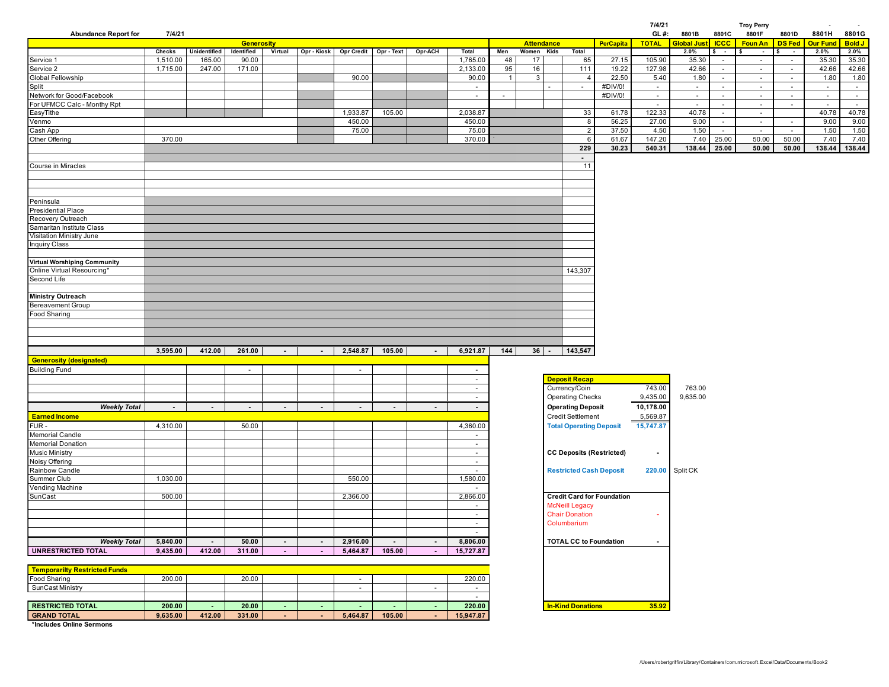**Abundance Report for** 7/4/21

| | Checks | Unidentified | Identified | Virtual | Opr - Kiosk | Opr Credit | Opr - Text | Opr-ACH | Total | Men | Women | Kids | Total | PerCapita | TOTAL | Global Just | ICCC | Foun An | DS Fed | Our Fund | Bold J |
|---|---|---|---|---|---|---|---|---|---|---|---|---|---|---|---|---|---|---|---|---|---|
| | **Generosity** | | | | | | | | | **Attendance** | | | | | 7/4/21 GL #: | 8801B | 8801C | Troy Perry 8801F | 8801D | - 8801H | - 8801G |
| | | | | | | | | | | | | | | | | 2.0% | $ - | $ - | $ - | 2.0% | 2.0% |
| Service 1 | 1,510.00 | 165.00 | 90.00 | | | | | | 1,765.00 | 48 | 17 | | 65 | 27.15 | 105.90 | 35.30 | - | - | - | 35.30 | 35.30 |
| Service 2 | 1,715.00 | 247.00 | 171.00 | | | | | | 2,133.00 | 95 | 16 | | 111 | 19.22 | 127.98 | 42.66 | - | - | - | 42.66 | 42.66 |
| Global Fellowship | | | | | | 90.00 | | | 90.00 | 1 | 3 | | 4 | 22.50 | 5.40 | 1.80 | - | - | - | 1.80 | 1.80 |
| Split | | | | | | | | | - | | | - | - | #DIV/0! | - | - | - | - | - | - | - |
| Network for Good/Facebook | | | | | | | | | - | - | | | | #DIV/0! | - | - | - | - | - | - | - |
| For UFMCC Calc - Monthy Rpt | | | | | | | | | | | | | | | - | - | - | - | - | - | - |
| EasyTithe | | | | | | 1,933.87 | 105.00 | | 2,038.87 | | | | 33 | 61.78 | 122.33 | 40.78 | - | - | | 40.78 | 40.78 |
| Venmo | | | | | | 450.00 | | | 450.00 | | | | 8 | 56.25 | 27.00 | 9.00 | - | - | - | 9.00 | 9.00 |
| Cash App | | | | | | 75.00 | | | 75.00 | | | | 2 | 37.50 | 4.50 | 1.50 | - | - | - | 1.50 | 1.50 |
| Other Offering | 370.00 | | | | | | | | 370.00 | | | | 6 | 61.67 | 147.20 | 7.40 | 25.00 | 50.00 | 50.00 | 7.40 | 7.40 |
| | | | | | | | | | | | | | **229** | **30.23** | **540.31** | **138.44** | **25.00** | **50.00** | **50.00** | **138.44** | **138.44** |
| | | | | | | | | | | | | | - | | | | | | | | |
| Course in Miracles | | | | | | | | | | | | | 11 | | | | | | | | |
| Peninsula | | | | | | | | | | | | | | | | | | | | | |
| Presidential Place | | | | | | | | | | | | | | | | | | | | | |
| Recovery Outreach | | | | | | | | | | | | | | | | | | | | | |
| Samaritan Institute Class | | | | | | | | | | | | | | | | | | | | | |
| Visitation Ministry June | | | | | | | | | | | | | | | | | | | | | |
| Inquiry Class | | | | | | | | | | | | | | | | | | | | | |
| **Virtual Worshiping Community** | | | | | | | | | | | | | | | | | | | | | |
| Online Virtual Resourcing* | | | | | | | | | | | | | 143,307 | | | | | | | | |
| Second Life | | | | | | | | | | | | | | | | | | | | | |
| **Ministry Outreach** | | | | | | | | | | | | | | | | | | | | | |
| Bereavement Group | | | | | | | | | | | | | | | | | | | | | |
| Food Sharing | | | | | | | | | | | | | | | | | | | | | |
| | **3,595.00** | **412.00** | **261.00** | **-** | **-** | **2,548.87** | **105.00** | **-** | **6,921.87** | **144** | **36** | **-** | **143,547** | | | | | | | | |

| | Checks | Unidentified | Identified | Virtual | Opr - Kiosk | Opr Credit | Opr - Text | Opr-ACH | Total |
|---|---|---|---|---|---|---|---|---|---|
| **Generosity (designated)** | | | | | | | | | |
| Building Fund | | | - | | | - | | | - |
| | | | | | | | | | - |
| | | | | | | | | | - |
| | | | | | | | | | - |
| ***Weekly Total*** | **-** | **-** | **-** | **-** | **-** | **-** | **-** | **-** | **-** |
| **Earned Income** | | | | | | | | | |
| FUR - | 4,310.00 | | 50.00 | | | | | | 4,360.00 |
| Memorial Candle | | | | | | | | | - |
| Memorial Donation | | | | | | | | | - |
| Music Ministry | | | | | | | | | - |
| Noisy Offering | | | | | | | | | - |
| Rainbow Candle | | | | | | | | | - |
| Summer Club | 1,030.00 | | | | | 550.00 | | | 1,580.00 |
| Vending Machine | | | | | | | | | - |
| SunCast | 500.00 | | | | | 2,366.00 | | | 2,866.00 |
| | | | | | | | | | - |
| | | | | | | | | | - |
| | | | | | | | | | - |
| | | | | | | | | | - |
| ***Weekly Total*** | **5,840.00** | **-** | **50.00** | **-** | **-** | **2,916.00** | **-** | **-** | **8,806.00** |
| **UNRESTRICTED TOTAL** | **9,435.00** | **412.00** | **311.00** | **-** | **-** | **5,464.87** | **105.00** | **-** | **15,727.87** |
| **Temporarilty Restricted Funds** | | | | | | | | | |
| Food Sharing | 200.00 | | 20.00 | | | - | | | 220.00 |
| SunCast Ministry | | | | | | - | | - | - |
| | | | | | | | | | - |
| **RESTRICTED TOTAL** | **200.00** | **-** | **20.00** | **-** | **-** | **-** | **-** | **-** | **220.00** |
| **GRAND TOTAL** | **9,635.00** | **412.00** | **331.00** | **-** | **-** | **5,464.87** | **105.00** | **-** | **15,947.87** |

***Includes Online Sermons**

| **Deposit Recap** | | |
|---|---|---|
| Currency/Coin | 743.00 | 763.00 |
| Operating Checks | 9,435.00 | 9,635.00 |
| **Operating Deposit** | **10,178.00** | |
| Credit Settlement | 5,569.87 | |
| **Total Operating Deposit** | **15,747.87** | |
| **CC Deposits (Restricted)** | **-** | |
| **Restricted Cash Deposit** | **220.00** | Split CK |
| **Credit Card for Foundation** | | |
| McNeill Legacy | | |
| Chair Donation | - | |
| Columbarium | | |
| **TOTAL CC to Foundation** | **-** | |
| **In-Kind Donations** | **35.92** | |

/Users/robertgriffin/Library/Containers/com.microsoft.Excel/Data/Documents/Book2